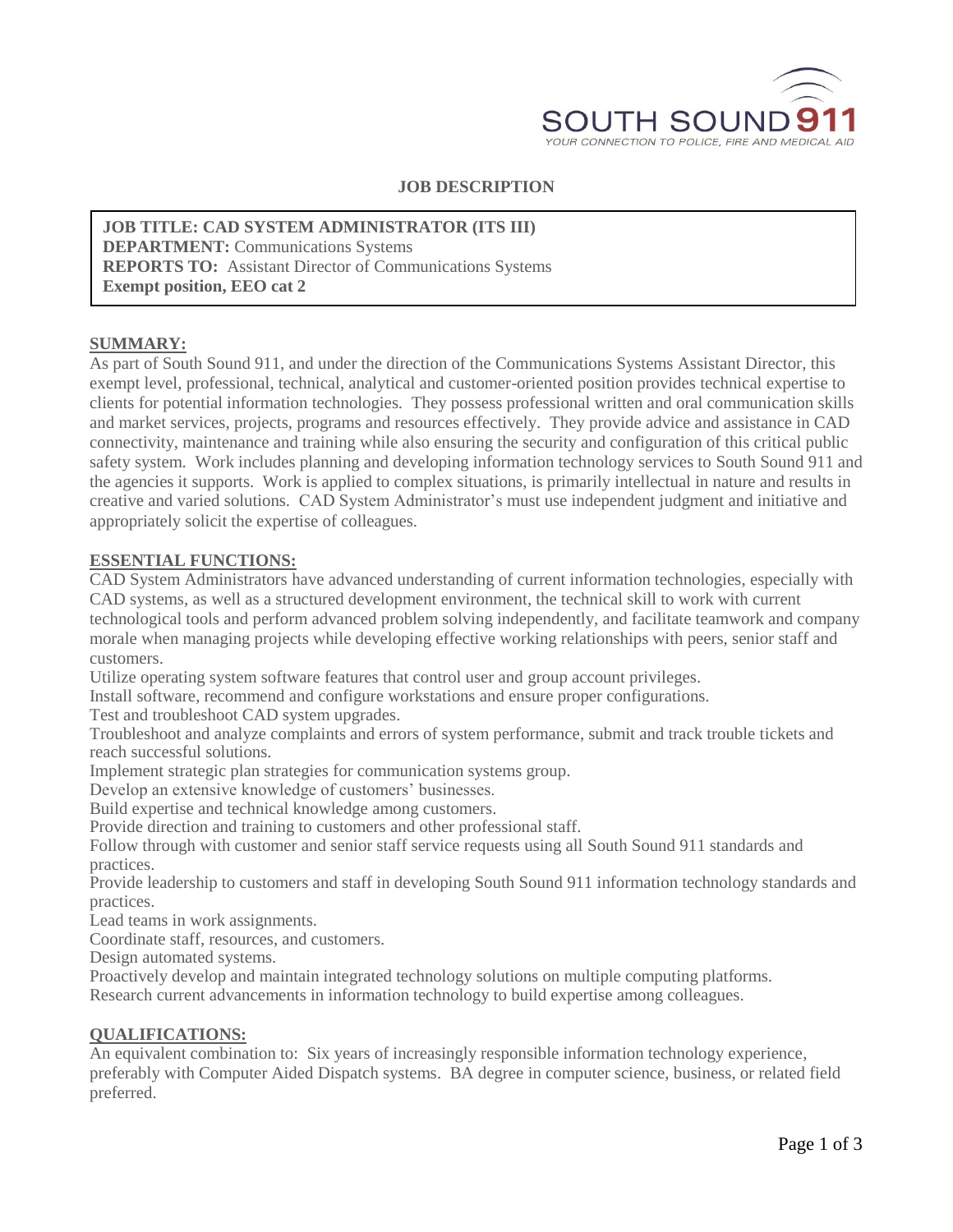SOUTH SOUND 911

YOUR CONNECTION TO POLICE, FIRE AND MEDICAL AID

# JOB DESCRIPTION

**JOB TITLE: CAD SYSTEM ADMINISTRATOR (ITS III)**
**DEPARTMENT:** Communications Systems
**REPORTS TO:** Assistant Director of Communications Systems
**Exempt position, EEO cat 2**

## SUMMARY:

As part of South Sound 911, and under the direction of the Communications Systems Assistant Director, this exempt level, professional, technical, analytical and customer-oriented position provides technical expertise to clients for potential information technologies. They possess professional written and oral communication skills and market services, projects, programs and resources effectively. They provide advice and assistance in CAD connectivity, maintenance and training while also ensuring the security and configuration of this critical public safety system. Work includes planning and developing information technology services to South Sound 911 and the agencies it supports. Work is applied to complex situations, is primarily intellectual in nature and results in creative and varied solutions. CAD System Administrator's must use independent judgment and initiative and appropriately solicit the expertise of colleagues.

## ESSENTIAL FUNCTIONS:

CAD System Administrators have advanced understanding of current information technologies, especially with CAD systems, as well as a structured development environment, the technical skill to work with current technological tools and perform advanced problem solving independently, and facilitate teamwork and company morale when managing projects while developing effective working relationships with peers, senior staff and customers.

Utilize operating system software features that control user and group account privileges.

Install software, recommend and configure workstations and ensure proper configurations.

Test and troubleshoot CAD system upgrades.

Troubleshoot and analyze complaints and errors of system performance, submit and track trouble tickets and reach successful solutions.

Implement strategic plan strategies for communication systems group.

Develop an extensive knowledge of customers' businesses.

Build expertise and technical knowledge among customers.

Provide direction and training to customers and other professional staff.

Follow through with customer and senior staff service requests using all South Sound 911 standards and practices.

Provide leadership to customers and staff in developing South Sound 911 information technology standards and practices.

Lead teams in work assignments.

Coordinate staff, resources, and customers.

Design automated systems.

Proactively develop and maintain integrated technology solutions on multiple computing platforms.

Research current advancements in information technology to build expertise among colleagues.

## QUALIFICATIONS:

An equivalent combination to: Six years of increasingly responsible information technology experience, preferably with Computer Aided Dispatch systems. BA degree in computer science, business, or related field preferred.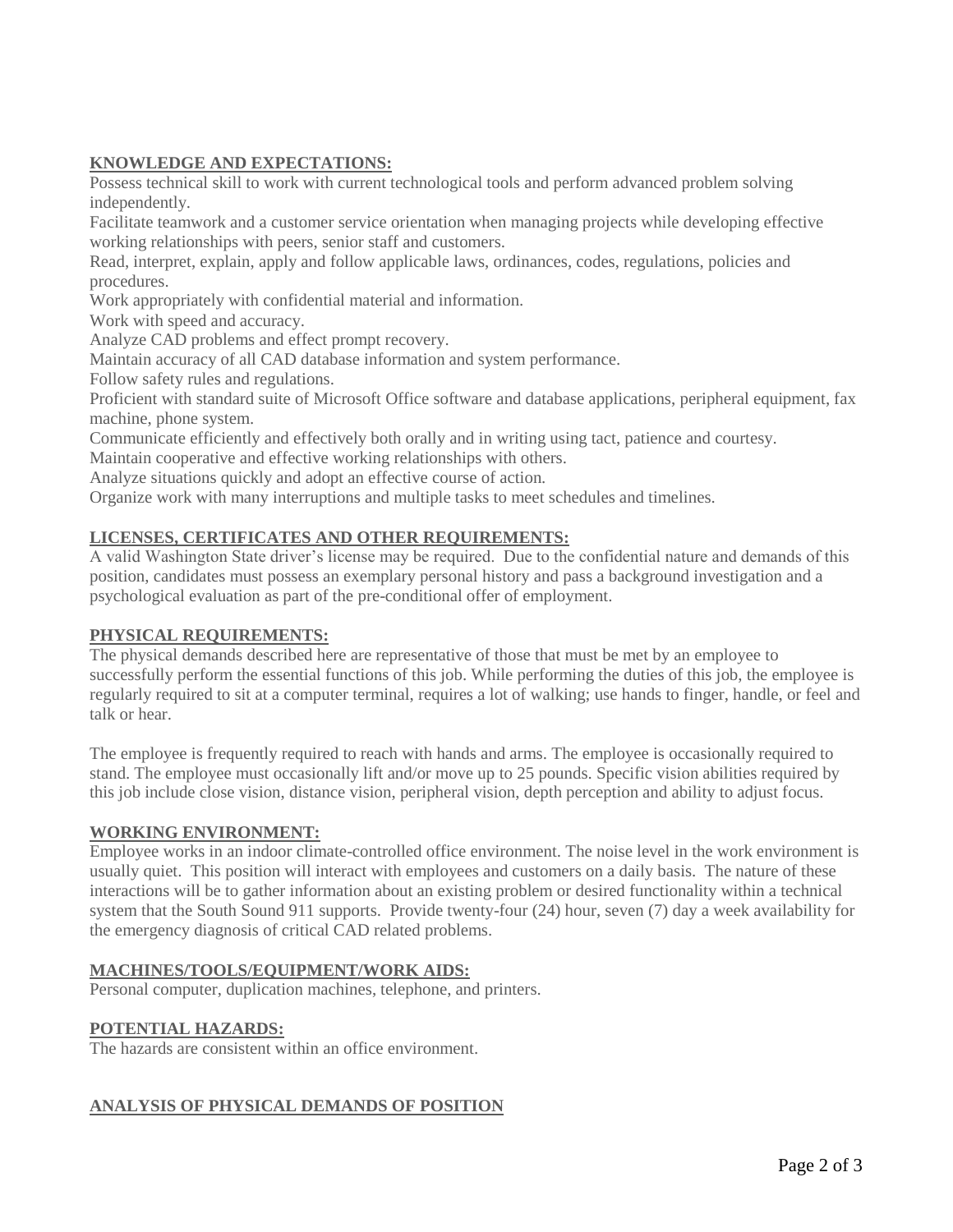## KNOWLEDGE AND EXPECTATIONS:

Possess technical skill to work with current technological tools and perform advanced problem solving independently.

Facilitate teamwork and a customer service orientation when managing projects while developing effective working relationships with peers, senior staff and customers.

Read, interpret, explain, apply and follow applicable laws, ordinances, codes, regulations, policies and procedures.

Work appropriately with confidential material and information.

Work with speed and accuracy.

Analyze CAD problems and effect prompt recovery.

Maintain accuracy of all CAD database information and system performance.

Follow safety rules and regulations.

Proficient with standard suite of Microsoft Office software and database applications, peripheral equipment, fax machine, phone system.

Communicate efficiently and effectively both orally and in writing using tact, patience and courtesy.

Maintain cooperative and effective working relationships with others.

Analyze situations quickly and adopt an effective course of action.

Organize work with many interruptions and multiple tasks to meet schedules and timelines.

## LICENSES, CERTIFICATES AND OTHER REQUIREMENTS:

A valid Washington State driver's license may be required. Due to the confidential nature and demands of this position, candidates must possess an exemplary personal history and pass a background investigation and a psychological evaluation as part of the pre-conditional offer of employment.

## PHYSICAL REQUIREMENTS:

The physical demands described here are representative of those that must be met by an employee to successfully perform the essential functions of this job. While performing the duties of this job, the employee is regularly required to sit at a computer terminal, requires a lot of walking; use hands to finger, handle, or feel and talk or hear.

The employee is frequently required to reach with hands and arms. The employee is occasionally required to stand. The employee must occasionally lift and/or move up to 25 pounds. Specific vision abilities required by this job include close vision, distance vision, peripheral vision, depth perception and ability to adjust focus.

## WORKING ENVIRONMENT:

Employee works in an indoor climate-controlled office environment. The noise level in the work environment is usually quiet. This position will interact with employees and customers on a daily basis. The nature of these interactions will be to gather information about an existing problem or desired functionality within a technical system that the South Sound 911 supports. Provide twenty-four (24) hour, seven (7) day a week availability for the emergency diagnosis of critical CAD related problems.

## MACHINES/TOOLS/EQUIPMENT/WORK AIDS:

Personal computer, duplication machines, telephone, and printers.

## POTENTIAL HAZARDS:

The hazards are consistent within an office environment.

## ANALYSIS OF PHYSICAL DEMANDS OF POSITION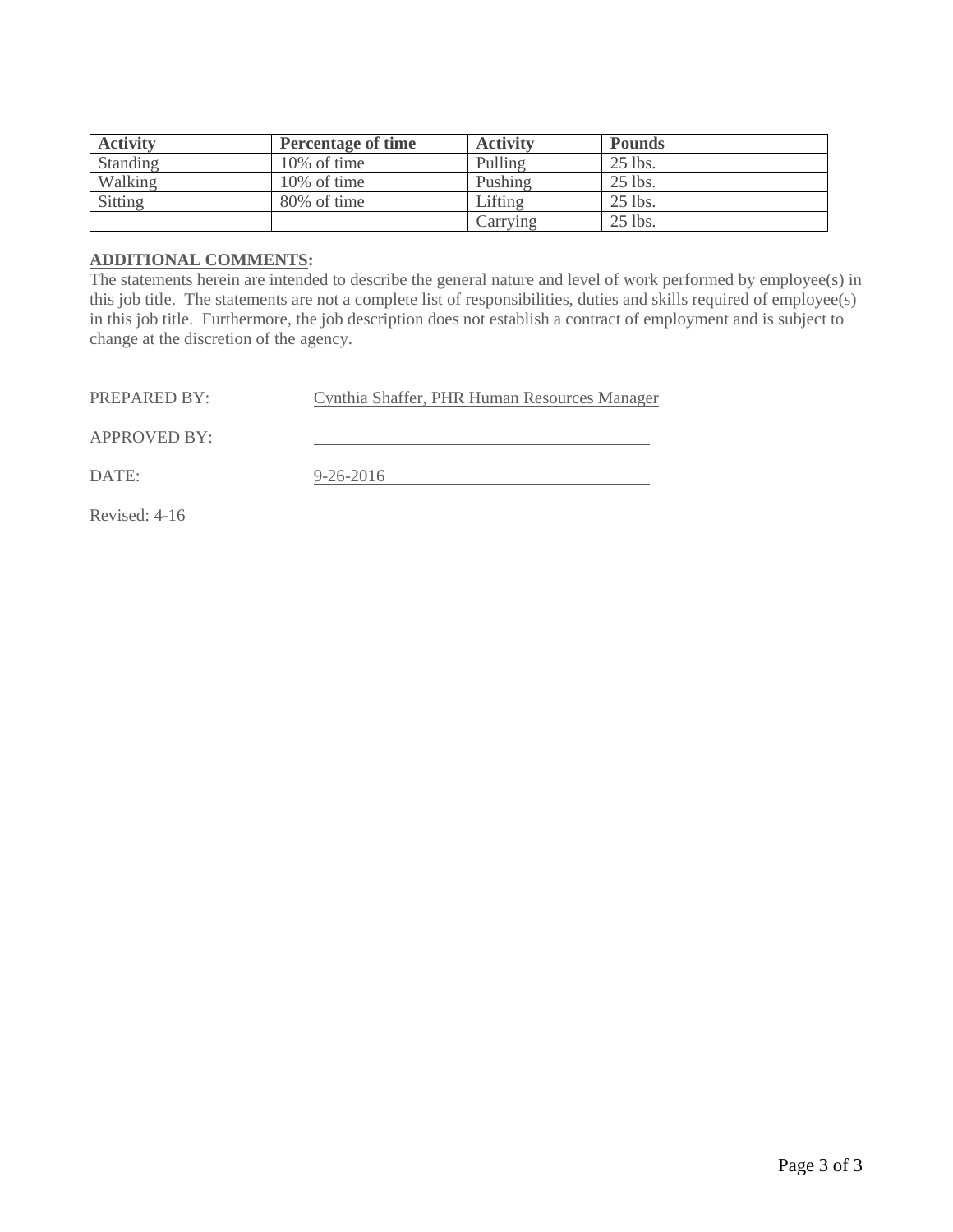| Activity | Percentage of time | Activity | Pounds |
|---|---|---|---|
| Standing | 10% of time | Pulling | 25 lbs. |
| Walking | 10% of time | Pushing | 25 lbs. |
| Sitting | 80% of time | Lifting | 25 lbs. |
| | | Carrying | 25 lbs. |

**ADDITIONAL COMMENTS:**

The statements herein are intended to describe the general nature and level of work performed by employee(s) in this job title. The statements are not a complete list of responsibilities, duties and skills required of employee(s) in this job title. Furthermore, the job description does not establish a contract of employment and is subject to change at the discretion of the agency.

PREPARED BY: Cynthia Shaffer, PHR Human Resources Manager

APPROVED BY: ______________________________

DATE: 9-26-2016

Revised: 4-16